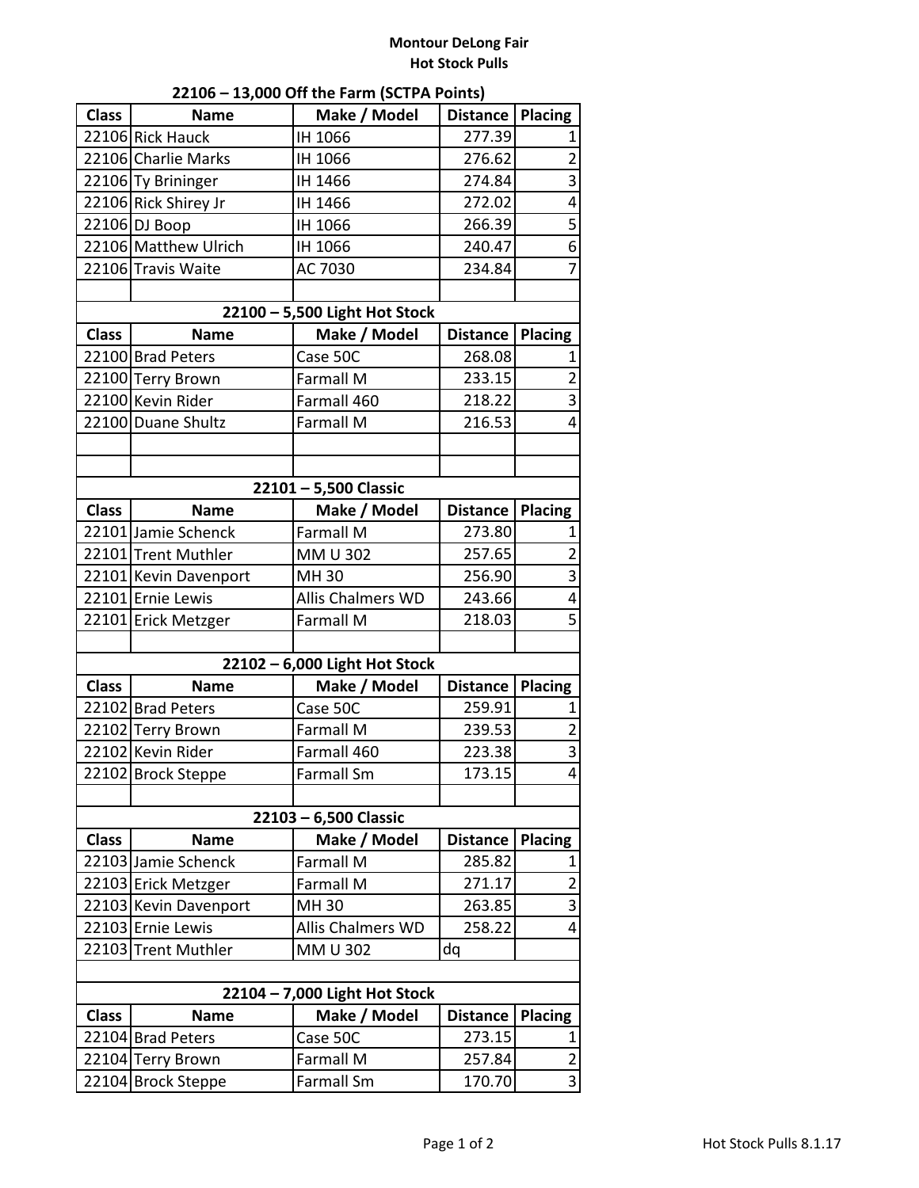# Montour DeLong Fair
## Hot Stock Pulls

### 22106 – 13,000 Off the Farm (SCTPA Points)

| Class | Name | Make / Model | Distance | Placing |
|---|---|---|---|---|
| 22106 | Rick Hauck | IH 1066 | 277.39 | 1 |
| 22106 | Charlie Marks | IH 1066 | 276.62 | 2 |
| 22106 | Ty Brininger | IH 1466 | 274.84 | 3 |
| 22106 | Rick Shirey Jr | IH 1466 | 272.02 | 4 |
| 22106 | DJ Boop | IH 1066 | 266.39 | 5 |
| 22106 | Matthew Ulrich | IH 1066 | 240.47 | 6 |
| 22106 | Travis Waite | AC 7030 | 234.84 | 7 |

### 22100 – 5,500 Light Hot Stock

| Class | Name | Make / Model | Distance | Placing |
|---|---|---|---|---|
| 22100 | Brad Peters | Case 50C | 268.08 | 1 |
| 22100 | Terry Brown | Farmall M | 233.15 | 2 |
| 22100 | Kevin Rider | Farmall 460 | 218.22 | 3 |
| 22100 | Duane Shultz | Farmall M | 216.53 | 4 |

### 22101 – 5,500 Classic

| Class | Name | Make / Model | Distance | Placing |
|---|---|---|---|---|
| 22101 | Jamie Schenck | Farmall M | 273.80 | 1 |
| 22101 | Trent Muthler | MM U 302 | 257.65 | 2 |
| 22101 | Kevin Davenport | MH 30 | 256.90 | 3 |
| 22101 | Ernie Lewis | Allis Chalmers WD | 243.66 | 4 |
| 22101 | Erick Metzger | Farmall M | 218.03 | 5 |

### 22102 – 6,000 Light Hot Stock

| Class | Name | Make / Model | Distance | Placing |
|---|---|---|---|---|
| 22102 | Brad Peters | Case 50C | 259.91 | 1 |
| 22102 | Terry Brown | Farmall M | 239.53 | 2 |
| 22102 | Kevin Rider | Farmall 460 | 223.38 | 3 |
| 22102 | Brock Steppe | Farmall Sm | 173.15 | 4 |

### 22103 – 6,500 Classic

| Class | Name | Make / Model | Distance | Placing |
|---|---|---|---|---|
| 22103 | Jamie Schenck | Farmall M | 285.82 | 1 |
| 22103 | Erick Metzger | Farmall M | 271.17 | 2 |
| 22103 | Kevin Davenport | MH 30 | 263.85 | 3 |
| 22103 | Ernie Lewis | Allis Chalmers WD | 258.22 | 4 |
| 22103 | Trent Muthler | MM U 302 | dq | |

### 22104 – 7,000 Light Hot Stock

| Class | Name | Make / Model | Distance | Placing |
|---|---|---|---|---|
| 22104 | Brad Peters | Case 50C | 273.15 | 1 |
| 22104 | Terry Brown | Farmall M | 257.84 | 2 |
| 22104 | Brock Steppe | Farmall Sm | 170.70 | 3 |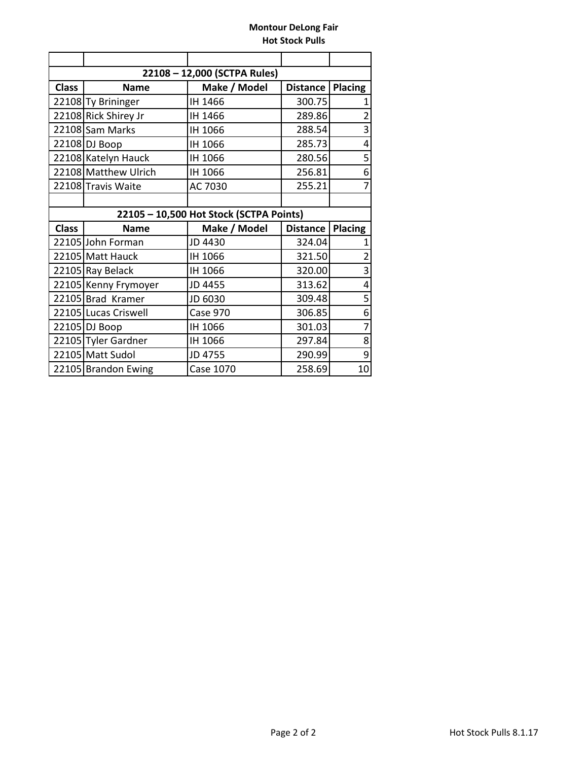**Montour DeLong Fair**
**Hot Stock Pulls**

| | | | | |
|---|---|---|---|---|
| **22108 – 12,000 (SCTPA Rules)** | | | | |
| **Class** | **Name** | **Make / Model** | **Distance** | **Placing** |
| 22108 | Ty Brininger | IH 1466 | 300.75 | 1 |
| 22108 | Rick Shirey Jr | IH 1466 | 289.86 | 2 |
| 22108 | Sam Marks | IH 1066 | 288.54 | 3 |
| 22108 | DJ Boop | IH 1066 | 285.73 | 4 |
| 22108 | Katelyn Hauck | IH 1066 | 280.56 | 5 |
| 22108 | Matthew Ulrich | IH 1066 | 256.81 | 6 |
| 22108 | Travis Waite | AC 7030 | 255.21 | 7 |
| | | | | |
| **22105 – 10,500 Hot Stock (SCTPA Points)** | | | | |
| **Class** | **Name** | **Make / Model** | **Distance** | **Placing** |
| 22105 | John Forman | JD 4430 | 324.04 | 1 |
| 22105 | Matt Hauck | IH 1066 | 321.50 | 2 |
| 22105 | Ray Belack | IH 1066 | 320.00 | 3 |
| 22105 | Kenny Frymoyer | JD 4455 | 313.62 | 4 |
| 22105 | Brad Kramer | JD 6030 | 309.48 | 5 |
| 22105 | Lucas Criswell | Case 970 | 306.85 | 6 |
| 22105 | DJ Boop | IH 1066 | 301.03 | 7 |
| 22105 | Tyler Gardner | IH 1066 | 297.84 | 8 |
| 22105 | Matt Sudol | JD 4755 | 290.99 | 9 |
| 22105 | Brandon Ewing | Case 1070 | 258.69 | 10 |